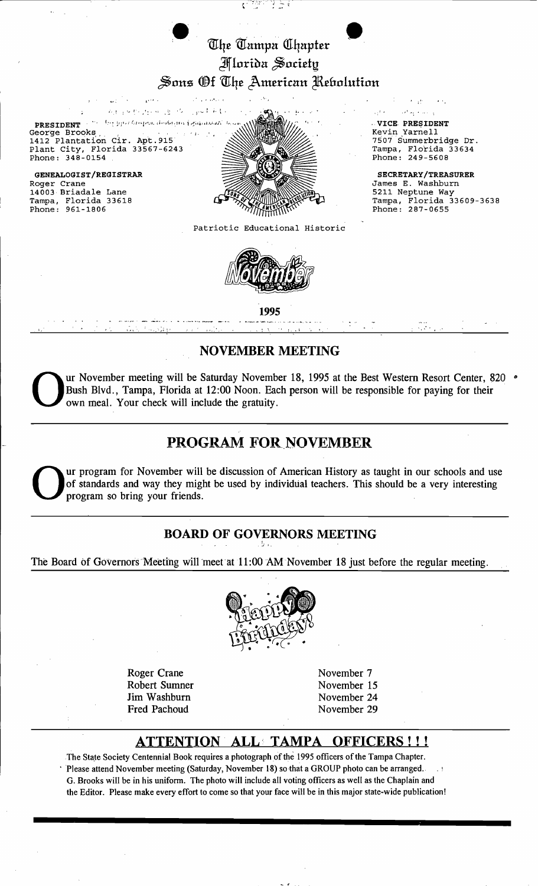# The Tampa Chapter
## Florida Society
## Sons Of The American Revolution

**PRESIDENT**
George Brooks
1412 Plantation Cir. Apt.915
Plant City, Florida 33567-6243
Phone: 348-0154

**GENEALOGIST/REGISTRAR**
Roger Crane
14003 Briadale Lane
Tampa, Florida 33618
Phone: 961-1806

**VICE PRESIDENT**
Kevin Yarnell
7507 Summerbridge Dr.
Tampa, Florida 33634
Phone: 249-5608

**SECRETARY/TREASURER**
James E. Washburn
5211 Neptune Way
Tampa, Florida 33609-3638
Phone: 287-0655

Patriotic Educational Historic

November

**1995**

## NOVEMBER MEETING

Our November meeting will be Saturday November 18, 1995 at the Best Western Resort Center, 820 Bush Blvd., Tampa, Florida at 12:00 Noon. Each person will be responsible for paying for their own meal. Your check will include the gratuity.

## PROGRAM FOR NOVEMBER

Our program for November will be discussion of American History as taught in our schools and use of standards and way they might be used by individual teachers. This should be a very interesting program so bring your friends.

## BOARD OF GOVERNORS MEETING

The Board of Governors Meeting will meet at 11:00 AM November 18 just before the regular meeting.

Happy Birthday!

| | |
|---|---|
| Roger Crane | November 7 |
| Robert Sumner | November 15 |
| Jim Washburn | November 24 |
| Fred Pachoud | November 29 |

## ATTENTION ALL TAMPA OFFICERS!!!

The State Society Centennial Book requires a photograph of the 1995 officers of the Tampa Chapter. Please attend November meeting (Saturday, November 18) so that a GROUP photo can be arranged. G. Brooks will be in his uniform. The photo will include all voting officers as well as the Chaplain and the Editor. Please make every effort to come so that your face will be in this major state-wide publication!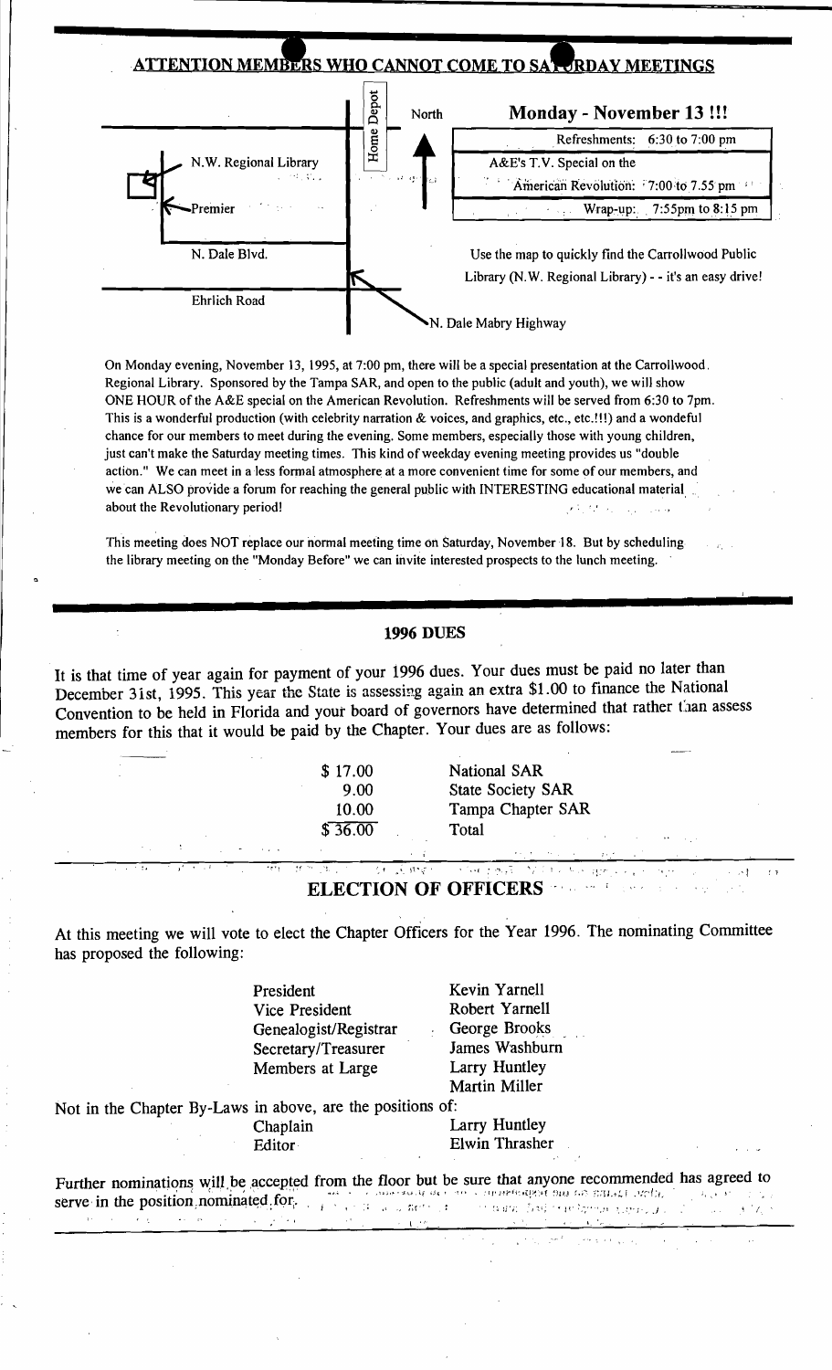## ATTENTION MEMBERS WHO CANNOT COME TO SATURDAY MEETINGS

N.W. Regional Library

Premier

N. Dale Blvd.

Ehrlich Road

Home Depot

North

N. Dale Mabry Highway

### Monday - November 13 !!!

| | |
|---|---|
| Refreshments: | 6:30 to 7:00 pm |
| A&E's T.V. Special on the American Revolution: | 7:00 to 7.55 pm |
| Wrap-up: | 7:55pm to 8:15 pm |

Use the map to quickly find the Carrollwood Public Library (N.W. Regional Library) - - it's an easy drive!

On Monday evening, November 13, 1995, at 7:00 pm, there will be a special presentation at the Carrollwood Regional Library. Sponsored by the Tampa SAR, and open to the public (adult and youth), we will show ONE HOUR of the A&E special on the American Revolution. Refreshments will be served from 6:30 to 7pm. This is a wonderful production (with celebrity narration & voices, and graphics, etc., etc.!!!) and a wondeful chance for our members to meet during the evening. Some members, especially those with young children, just can't make the Saturday meeting times. This kind of weekday evening meeting provides us "double action." We can meet in a less formal atmosphere at a more convenient time for some of our members, and we can ALSO provide a forum for reaching the general public with INTERESTING educational material about the Revolutionary period!

This meeting does NOT replace our normal meeting time on Saturday, November 18. But by scheduling the library meeting on the "Monday Before" we can invite interested prospects to the lunch meeting.

## 1996 DUES

It is that time of year again for payment of your 1996 dues. Your dues must be paid no later than December 31st, 1995. This year the State is assessing again an extra $1.00 to finance the National Convention to be held in Florida and your board of governors have determined that rather than assess members for this that it would be paid by the Chapter. Your dues are as follows:

| | |
|---|---|
| $ 17.00 | National SAR |
| 9.00 | State Society SAR |
| 10.00 | Tampa Chapter SAR |
| $ 36.00 | Total |

## ELECTION OF OFFICERS

At this meeting we will vote to elect the Chapter Officers for the Year 1996. The nominating Committee has proposed the following:

| | |
|---|---|
| President | Kevin Yarnell |
| Vice President | Robert Yarnell |
| Genealogist/Registrar | George Brooks |
| Secretary/Treasurer | James Washburn |
| Members at Large | Larry Huntley |
| | Martin Miller |

Not in the Chapter By-Laws in above, are the positions of:

| | |
|---|---|
| Chaplain | Larry Huntley |
| Editor | Elwin Thrasher |

Further nominations will be accepted from the floor but be sure that anyone recommended has agreed to serve in the position nominated for.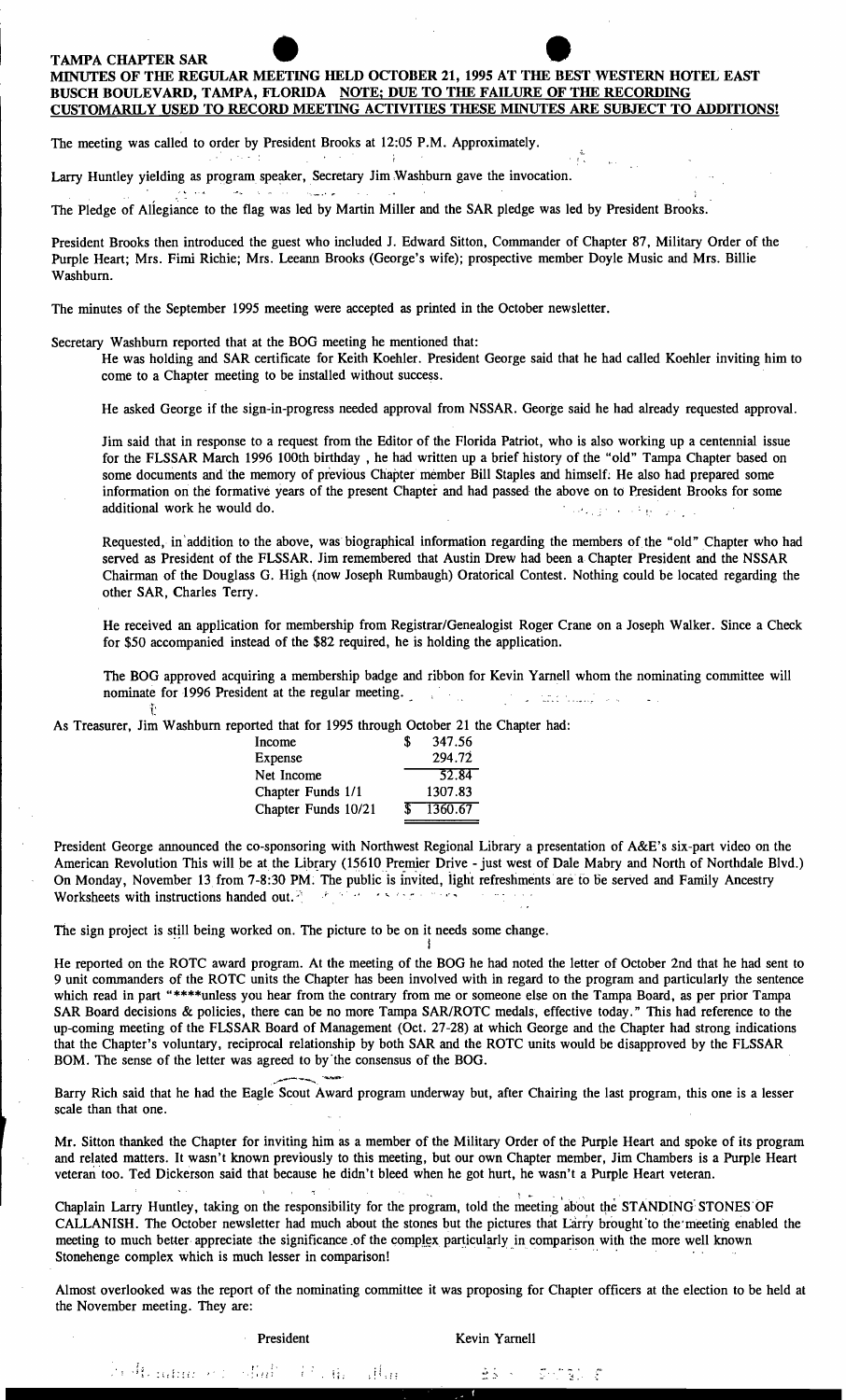**TAMPA CHAPTER SAR**

**MINUTES OF THE REGULAR MEETING HELD OCTOBER 21, 1995 AT THE BEST WESTERN HOTEL EAST BUSCH BOULEVARD, TAMPA, FLORIDA <u>NOTE; DUE TO THE FAILURE OF THE RECORDING CUSTOMARILY USED TO RECORD MEETING ACTIVITIES THESE MINUTES ARE SUBJECT TO ADDITIONS!</u>**

The meeting was called to order by President Brooks at 12:05 P.M. Approximately.

Larry Huntley yielding as program speaker, Secretary Jim Washburn gave the invocation.

The Pledge of Allegiance to the flag was led by Martin Miller and the SAR pledge was led by President Brooks.

President Brooks then introduced the guest who included J. Edward Sitton, Commander of Chapter 87, Military Order of the Purple Heart; Mrs. Fimi Richie; Mrs. Leeann Brooks (George's wife); prospective member Doyle Music and Mrs. Billie Washburn.

The minutes of the September 1995 meeting were accepted as printed in the October newsletter.

Secretary Washburn reported that at the BOG meeting he mentioned that:

> He was holding and SAR certificate for Keith Koehler. President George said that he had called Koehler inviting him to come to a Chapter meeting to be installed without success.
>
> He asked George if the sign-in-progress needed approval from NSSAR. George said he had already requested approval.
>
> Jim said that in response to a request from the Editor of the Florida Patriot, who is also working up a centennial issue for the FLSSAR March 1996 100th birthday , he had written up a brief history of the "old" Tampa Chapter based on some documents and the memory of previous Chapter member Bill Staples and himself. He also had prepared some information on the formative years of the present Chapter and had passed the above on to President Brooks for some additional work he would do.
>
> Requested, in addition to the above, was biographical information regarding the members of the "old" Chapter who had served as President of the FLSSAR. Jim remembered that Austin Drew had been a Chapter President and the NSSAR Chairman of the Douglass G. High (now Joseph Rumbaugh) Oratorical Contest. Nothing could be located regarding the other SAR, Charles Terry.
>
> He received an application for membership from Registrar/Genealogist Roger Crane on a Joseph Walker. Since a Check for $50 accompanied instead of the $82 required, he is holding the application.
>
> The BOG approved acquiring a membership badge and ribbon for Kevin Yarnell whom the nominating committee will nominate for 1996 President at the regular meeting.

As Treasurer, Jim Washburn reported that for 1995 through October 21 the Chapter had:

| | |
|---|---|
| Income | $ 347.56 |
| Expense | 294.72 |
| Net Income | 52.84 |
| Chapter Funds 1/1 | 1307.83 |
| Chapter Funds 10/21 | $ 1360.67 |

President George announced the co-sponsoring with Northwest Regional Library a presentation of A&E's six-part video on the American Revolution This will be at the Library (15610 Premier Drive - just west of Dale Mabry and North of Northdale Blvd.) On Monday, November 13 from 7-8:30 PM. The public is invited, light refreshments are to be served and Family Ancestry Worksheets with instructions handed out.

The sign project is still being worked on. The picture to be on it needs some change.

He reported on the ROTC award program. At the meeting of the BOG he had noted the letter of October 2nd that he had sent to 9 unit commanders of the ROTC units the Chapter has been involved with in regard to the program and particularly the sentence which read in part "****unless you hear from the contrary from me or someone else on the Tampa Board, as per prior Tampa SAR Board decisions & policies, there can be no more Tampa SAR/ROTC medals, effective today." This had reference to the up-coming meeting of the FLSSAR Board of Management (Oct. 27-28) at which George and the Chapter had strong indications that the Chapter's voluntary, reciprocal relationship by both SAR and the ROTC units would be disapproved by the FLSSAR BOM. The sense of the letter was agreed to by the consensus of the BOG.

Barry Rich said that he had the Eagle Scout Award program underway but, after Chairing the last program, this one is a lesser scale than that one.

Mr. Sitton thanked the Chapter for inviting him as a member of the Military Order of the Purple Heart and spoke of its program and related matters. It wasn't known previously to this meeting, but our own Chapter member, Jim Chambers is a Purple Heart veteran too. Ted Dickerson said that because he didn't bleed when he got hurt, he wasn't a Purple Heart veteran.

Chaplain Larry Huntley, taking on the responsibility for the program, told the meeting about the STANDING STONES OF CALLANISH. The October newsletter had much about the stones but the pictures that Larry brought to the meeting enabled the meeting to much better appreciate the significance of the complex particularly in comparison with the more well known Stonehenge complex which is much lesser in comparison!

Almost overlooked was the report of the nominating committee it was proposing for Chapter officers at the election to be held at the November meeting. They are:

| | |
|---|---|
| President | Kevin Yarnell |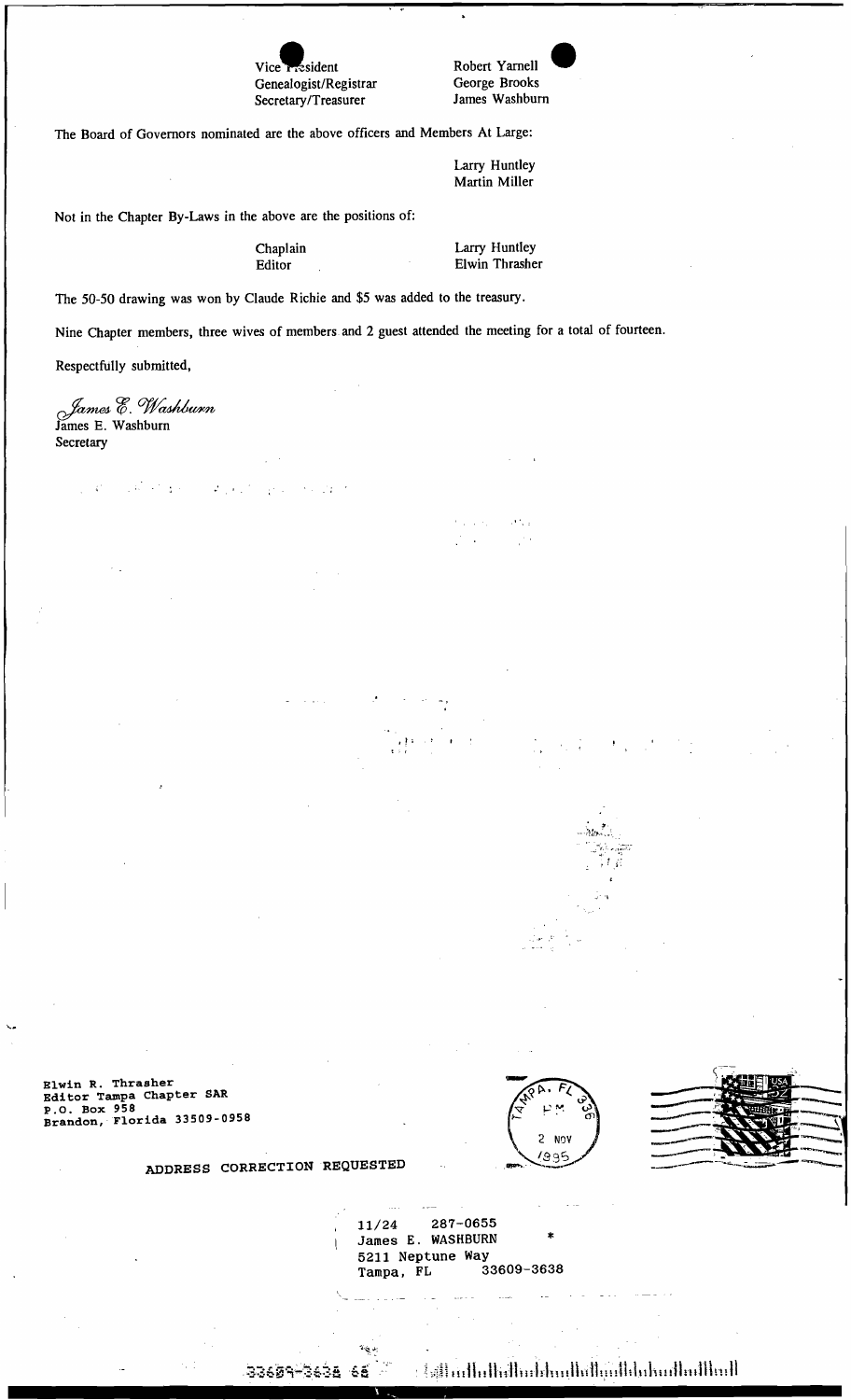| | |
|---|---|
| Vice President | Robert Yarnell |
| Genealogist/Registrar | George Brooks |
| Secretary/Treasurer | James Washburn |

The Board of Governors nominated are the above officers and Members At Large:

Larry Huntley
Martin Miller

Not in the Chapter By-Laws in the above are the positions of:

| | |
|---|---|
| Chaplain | Larry Huntley |
| Editor | Elwin Thrasher |

The 50-50 drawing was won by Claude Richie and $5 was added to the treasury.

Nine Chapter members, three wives of members and 2 guest attended the meeting for a total of fourteen.

Respectfully submitted,

*James E. Washburn*
James E. Washburn
Secretary

Elwin R. Thrasher
Editor Tampa Chapter SAR
P.O. Box 958
Brandon, Florida 33509-0958

TAMPA, FL 336
PM
2 NOV
1995

ADDRESS CORRECTION REQUESTED

11/24 287-0655
James E. WASHBURN *
5211 Neptune Way
Tampa, FL 33609-3638

33609-3638 68